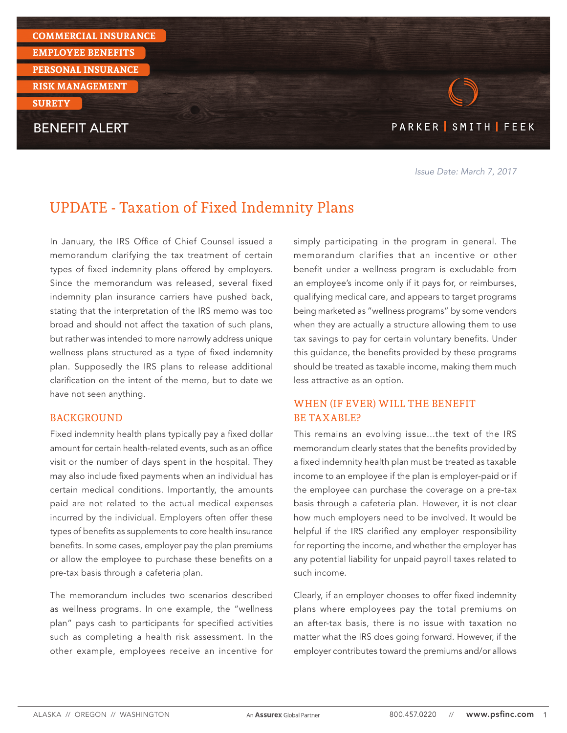COMMERCIAL INSURANCE
EMPLOYEE BENEFITS
PERSONAL INSURANCE
RISK MANAGEMENT
SURETY

BENEFIT ALERT

PARKER | SMITH | FEEK

*Issue Date: March 7, 2017*

# UPDATE - Taxation of Fixed Indemnity Plans

In January, the IRS Office of Chief Counsel issued a memorandum clarifying the tax treatment of certain types of fixed indemnity plans offered by employers. Since the memorandum was released, several fixed indemnity plan insurance carriers have pushed back, stating that the interpretation of the IRS memo was too broad and should not affect the taxation of such plans, but rather was intended to more narrowly address unique wellness plans structured as a type of fixed indemnity plan. Supposedly the IRS plans to release additional clarification on the intent of the memo, but to date we have not seen anything.

## BACKGROUND

Fixed indemnity health plans typically pay a fixed dollar amount for certain health-related events, such as an office visit or the number of days spent in the hospital. They may also include fixed payments when an individual has certain medical conditions. Importantly, the amounts paid are not related to the actual medical expenses incurred by the individual. Employers often offer these types of benefits as supplements to core health insurance benefits. In some cases, employer pay the plan premiums or allow the employee to purchase these benefits on a pre-tax basis through a cafeteria plan.

The memorandum includes two scenarios described as wellness programs. In one example, the "wellness plan" pays cash to participants for specified activities such as completing a health risk assessment. In the other example, employees receive an incentive for simply participating in the program in general. The memorandum clarifies that an incentive or other benefit under a wellness program is excludable from an employee's income only if it pays for, or reimburses, qualifying medical care, and appears to target programs being marketed as "wellness programs" by some vendors when they are actually a structure allowing them to use tax savings to pay for certain voluntary benefits. Under this guidance, the benefits provided by these programs should be treated as taxable income, making them much less attractive as an option.

## WHEN (IF EVER) WILL THE BENEFIT BE TAXABLE?

This remains an evolving issue...the text of the IRS memorandum clearly states that the benefits provided by a fixed indemnity health plan must be treated as taxable income to an employee if the plan is employer-paid or if the employee can purchase the coverage on a pre-tax basis through a cafeteria plan. However, it is not clear how much employers need to be involved. It would be helpful if the IRS clarified any employer responsibility for reporting the income, and whether the employer has any potential liability for unpaid payroll taxes related to such income.

Clearly, if an employer chooses to offer fixed indemnity plans where employees pay the total premiums on an after-tax basis, there is no issue with taxation no matter what the IRS does going forward. However, if the employer contributes toward the premiums and/or allows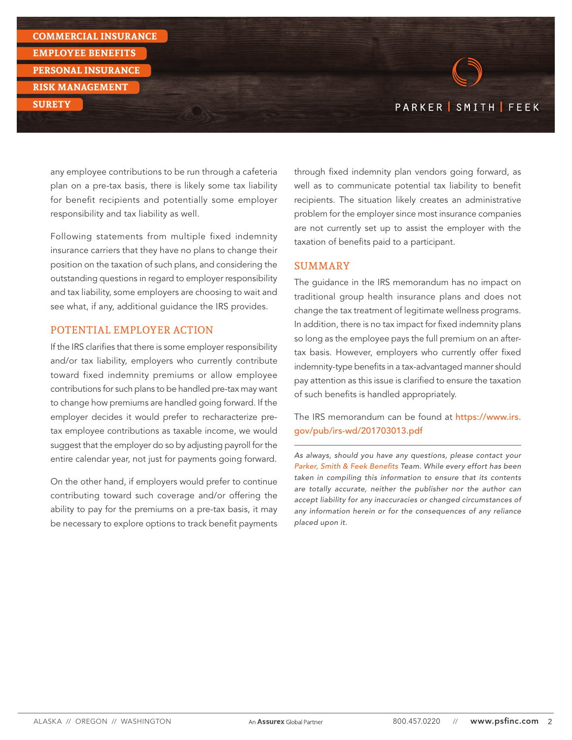any employee contributions to be run through a cafeteria plan on a pre-tax basis, there is likely some tax liability for benefit recipients and potentially some employer responsibility and tax liability as well.

Following statements from multiple fixed indemnity insurance carriers that they have no plans to change their position on the taxation of such plans, and considering the outstanding questions in regard to employer responsibility and tax liability, some employers are choosing to wait and see what, if any, additional guidance the IRS provides.

## POTENTIAL EMPLOYER ACTION

If the IRS clarifies that there is some employer responsibility and/or tax liability, employers who currently contribute toward fixed indemnity premiums or allow employee contributions for such plans to be handled pre-tax may want to change how premiums are handled going forward. If the employer decides it would prefer to recharacterize pre-tax employee contributions as taxable income, we would suggest that the employer do so by adjusting payroll for the entire calendar year, not just for payments going forward.

On the other hand, if employers would prefer to continue contributing toward such coverage and/or offering the ability to pay for the premiums on a pre-tax basis, it may be necessary to explore options to track benefit payments through fixed indemnity plan vendors going forward, as well as to communicate potential tax liability to benefit recipients. The situation likely creates an administrative problem for the employer since most insurance companies are not currently set up to assist the employer with the taxation of benefits paid to a participant.

## SUMMARY

The guidance in the IRS memorandum has no impact on traditional group health insurance plans and does not change the tax treatment of legitimate wellness programs. In addition, there is no tax impact for fixed indemnity plans so long as the employee pays the full premium on an after-tax basis. However, employers who currently offer fixed indemnity-type benefits in a tax-advantaged manner should pay attention as this issue is clarified to ensure the taxation of such benefits is handled appropriately.

The IRS memorandum can be found at https://www.irs.gov/pub/irs-wd/201703013.pdf

---

*As always, should you have any questions, please contact your Parker, Smith & Feek Benefits Team. While every effort has been taken in compiling this information to ensure that its contents are totally accurate, neither the publisher nor the author can accept liability for any inaccuracies or changed circumstances of any information herein or for the consequences of any reliance placed upon it.*